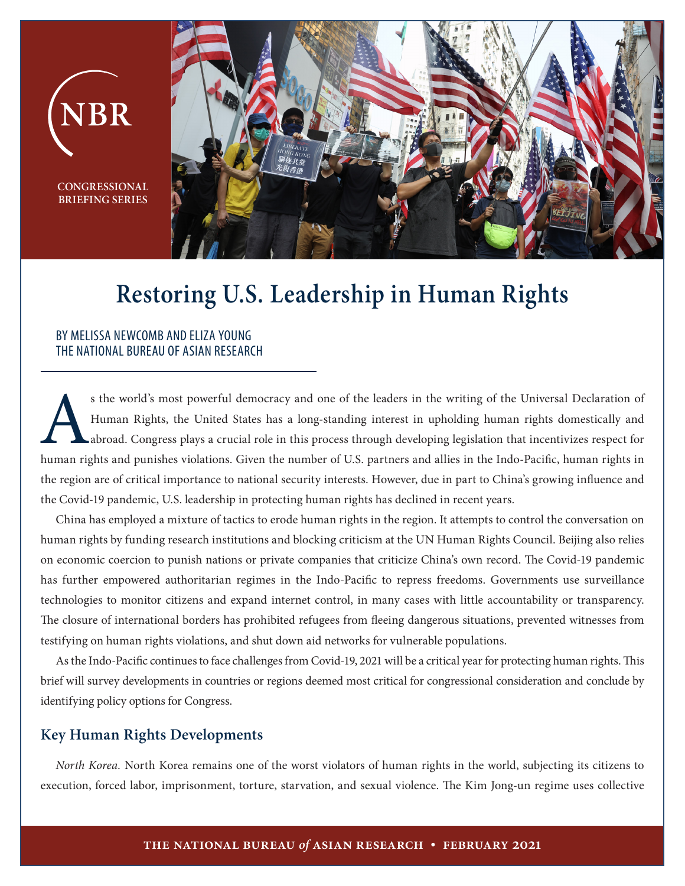NBR

CONGRESSIONAL BRIEFING SERIES

# Restoring U.S. Leadership in Human Rights

BY MELISSA NEWCOMB AND ELIZA YOUNG
THE NATIONAL BUREAU OF ASIAN RESEARCH

As the world's most powerful democracy and one of the leaders in the writing of the Universal Declaration of Human Rights, the United States has a long-standing interest in upholding human rights domestically and abroad. Congress plays a crucial role in this process through developing legislation that incentivizes respect for human rights and punishes violations. Given the number of U.S. partners and allies in the Indo-Pacific, human rights in the region are of critical importance to national security interests. However, due in part to China's growing influence and the Covid-19 pandemic, U.S. leadership in protecting human rights has declined in recent years.

China has employed a mixture of tactics to erode human rights in the region. It attempts to control the conversation on human rights by funding research institutions and blocking criticism at the UN Human Rights Council. Beijing also relies on economic coercion to punish nations or private companies that criticize China's own record. The Covid-19 pandemic has further empowered authoritarian regimes in the Indo-Pacific to repress freedoms. Governments use surveillance technologies to monitor citizens and expand internet control, in many cases with little accountability or transparency. The closure of international borders has prohibited refugees from fleeing dangerous situations, prevented witnesses from testifying on human rights violations, and shut down aid networks for vulnerable populations.

As the Indo-Pacific continues to face challenges from Covid-19, 2021 will be a critical year for protecting human rights. This brief will survey developments in countries or regions deemed most critical for congressional consideration and conclude by identifying policy options for Congress.

## Key Human Rights Developments

*North Korea.* North Korea remains one of the worst violators of human rights in the world, subjecting its citizens to execution, forced labor, imprisonment, torture, starvation, and sexual violence. The Kim Jong-un regime uses collective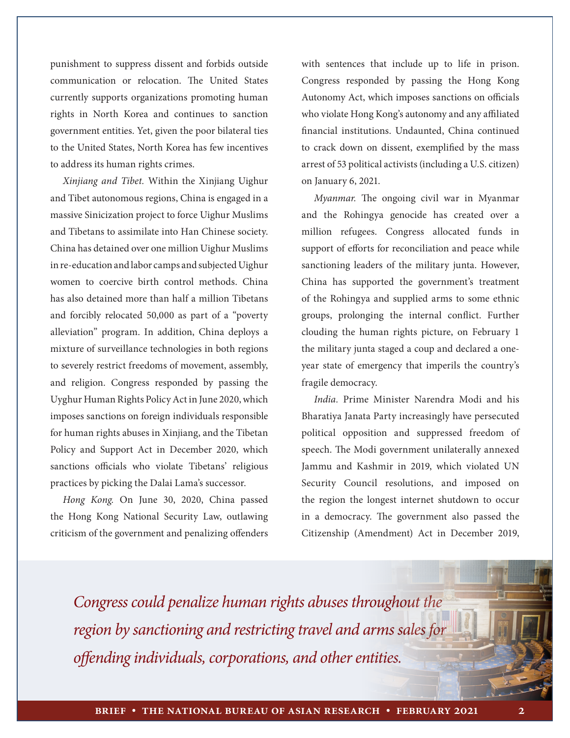punishment to suppress dissent and forbids outside communication or relocation. The United States currently supports organizations promoting human rights in North Korea and continues to sanction government entities. Yet, given the poor bilateral ties to the United States, North Korea has few incentives to address its human rights crimes.

*Xinjiang and Tibet.* Within the Xinjiang Uighur and Tibet autonomous regions, China is engaged in a massive Sinicization project to force Uighur Muslims and Tibetans to assimilate into Han Chinese society. China has detained over one million Uighur Muslims in re-education and labor camps and subjected Uighur women to coercive birth control methods. China has also detained more than half a million Tibetans and forcibly relocated 50,000 as part of a "poverty alleviation" program. In addition, China deploys a mixture of surveillance technologies in both regions to severely restrict freedoms of movement, assembly, and religion. Congress responded by passing the Uyghur Human Rights Policy Act in June 2020, which imposes sanctions on foreign individuals responsible for human rights abuses in Xinjiang, and the Tibetan Policy and Support Act in December 2020, which sanctions officials who violate Tibetans' religious practices by picking the Dalai Lama's successor.

*Hong Kong.* On June 30, 2020, China passed the Hong Kong National Security Law, outlawing criticism of the government and penalizing offenders with sentences that include up to life in prison. Congress responded by passing the Hong Kong Autonomy Act, which imposes sanctions on officials who violate Hong Kong's autonomy and any affiliated financial institutions. Undaunted, China continued to crack down on dissent, exemplified by the mass arrest of 53 political activists (including a U.S. citizen) on January 6, 2021.

*Myanmar.* The ongoing civil war in Myanmar and the Rohingya genocide has created over a million refugees. Congress allocated funds in support of efforts for reconciliation and peace while sanctioning leaders of the military junta. However, China has supported the government's treatment of the Rohingya and supplied arms to some ethnic groups, prolonging the internal conflict. Further clouding the human rights picture, on February 1 the military junta staged a coup and declared a one-year state of emergency that imperils the country's fragile democracy.

*India.* Prime Minister Narendra Modi and his Bharatiya Janata Party increasingly have persecuted political opposition and suppressed freedom of speech. The Modi government unilaterally annexed Jammu and Kashmir in 2019, which violated UN Security Council resolutions, and imposed on the region the longest internet shutdown to occur in a democracy. The government also passed the Citizenship (Amendment) Act in December 2019,

*Congress could penalize human rights abuses throughout the region by sanctioning and restricting travel and arms sales for offending individuals, corporations, and other entities.*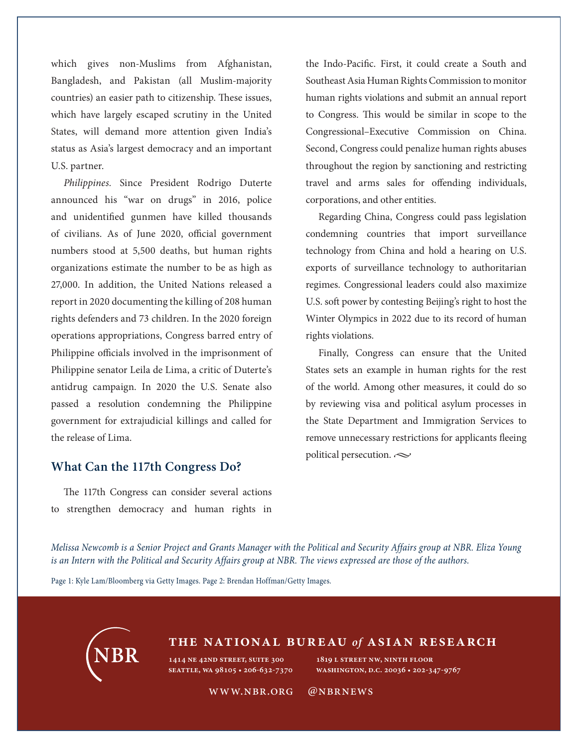which gives non-Muslims from Afghanistan, Bangladesh, and Pakistan (all Muslim-majority countries) an easier path to citizenship. These issues, which have largely escaped scrutiny in the United States, will demand more attention given India's status as Asia's largest democracy and an important U.S. partner.

*Philippines.* Since President Rodrigo Duterte announced his "war on drugs" in 2016, police and unidentified gunmen have killed thousands of civilians. As of June 2020, official government numbers stood at 5,500 deaths, but human rights organizations estimate the number to be as high as 27,000. In addition, the United Nations released a report in 2020 documenting the killing of 208 human rights defenders and 73 children. In the 2020 foreign operations appropriations, Congress barred entry of Philippine officials involved in the imprisonment of Philippine senator Leila de Lima, a critic of Duterte's antidrug campaign. In 2020 the U.S. Senate also passed a resolution condemning the Philippine government for extrajudicial killings and called for the release of Lima.

## What Can the 117th Congress Do?

The 117th Congress can consider several actions to strengthen democracy and human rights in the Indo-Pacific. First, it could create a South and Southeast Asia Human Rights Commission to monitor human rights violations and submit an annual report to Congress. This would be similar in scope to the Congressional–Executive Commission on China. Second, Congress could penalize human rights abuses throughout the region by sanctioning and restricting travel and arms sales for offending individuals, corporations, and other entities.

Regarding China, Congress could pass legislation condemning countries that import surveillance technology from China and hold a hearing on U.S. exports of surveillance technology to authoritarian regimes. Congressional leaders could also maximize U.S. soft power by contesting Beijing's right to host the Winter Olympics in 2022 due to its record of human rights violations.

Finally, Congress can ensure that the United States sets an example in human rights for the rest of the world. Among other measures, it could do so by reviewing visa and political asylum processes in the State Department and Immigration Services to remove unnecessary restrictions for applicants fleeing political persecution.

*Melissa Newcomb is a Senior Project and Grants Manager with the Political and Security Affairs group at NBR. Eliza Young is an Intern with the Political and Security Affairs group at NBR. The views expressed are those of the authors.*

Page 1: Kyle Lam/Bloomberg via Getty Images. Page 2: Brendan Hoffman/Getty Images.

**THE NATIONAL BUREAU *of* ASIAN RESEARCH**

1414 NE 42ND STREET, SUITE 300
SEATTLE, WA 98105 • 206-632-7370

1819 L STREET NW, NINTH FLOOR
WASHINGTON, D.C. 20036 • 202-347-9767

WWW.NBR.ORG @NBRNEWS